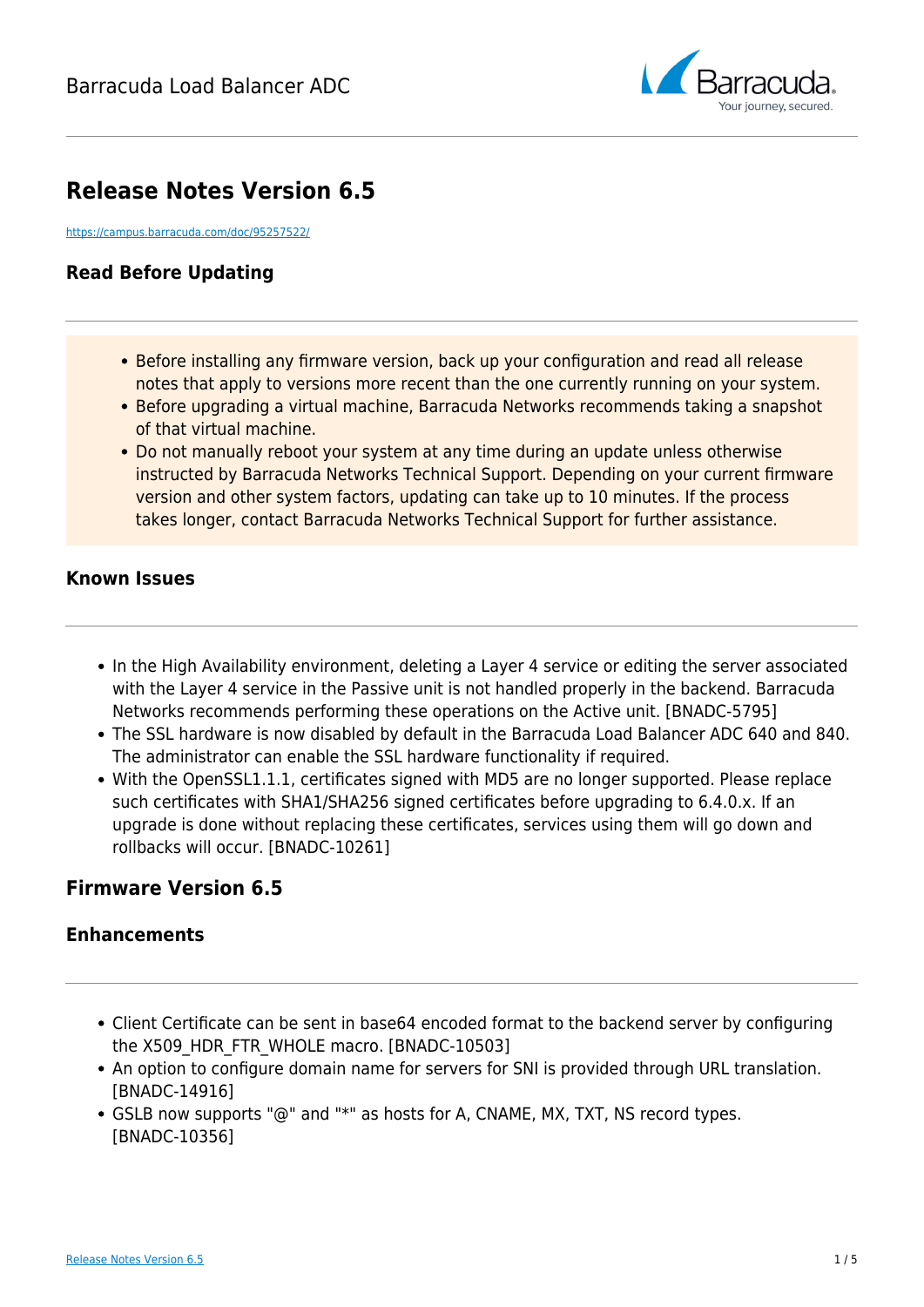# Release Notes Version 6.5

https://campus.barracuda.com/doc/95257522/

## Read Before Updating

- Before installing any firmware version, back up your configuration and read all release notes that apply to versions more recent than the one currently running on your system.
- Before upgrading a virtual machine, Barracuda Networks recommends taking a snapshot of that virtual machine.
- Do not manually reboot your system at any time during an update unless otherwise instructed by Barracuda Networks Technical Support. Depending on your current firmware version and other system factors, updating can take up to 10 minutes. If the process takes longer, contact Barracuda Networks Technical Support for further assistance.

## Known Issues

- In the High Availability environment, deleting a Layer 4 service or editing the server associated with the Layer 4 service in the Passive unit is not handled properly in the backend. Barracuda Networks recommends performing these operations on the Active unit. [BNADC-5795]
- The SSL hardware is now disabled by default in the Barracuda Load Balancer ADC 640 and 840. The administrator can enable the SSL hardware functionality if required.
- With the OpenSSL1.1.1, certificates signed with MD5 are no longer supported. Please replace such certificates with SHA1/SHA256 signed certificates before upgrading to 6.4.0.x. If an upgrade is done without replacing these certificates, services using them will go down and rollbacks will occur. [BNADC-10261]

## Firmware Version 6.5

### Enhancements

- Client Certificate can be sent in base64 encoded format to the backend server by configuring the X509_HDR_FTR_WHOLE macro. [BNADC-10503]
- An option to configure domain name for servers for SNI is provided through URL translation. [BNADC-14916]
- GSLB now supports "@" and "*" as hosts for A, CNAME, MX, TXT, NS record types. [BNADC-10356]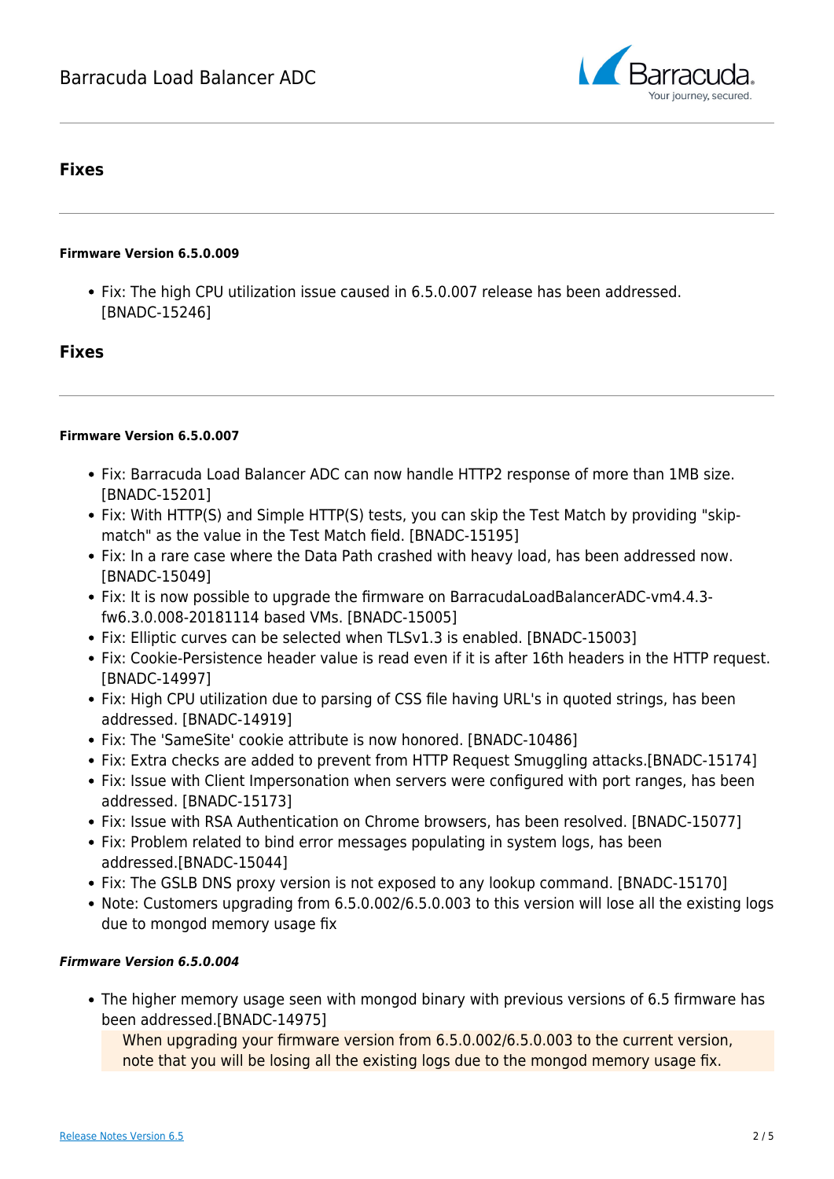## Fixes

#### Firmware Version 6.5.0.009

- Fix: The high CPU utilization issue caused in 6.5.0.007 release has been addressed. [BNADC-15246]

## Fixes

#### Firmware Version 6.5.0.007

- Fix: Barracuda Load Balancer ADC can now handle HTTP2 response of more than 1MB size. [BNADC-15201]
- Fix: With HTTP(S) and Simple HTTP(S) tests, you can skip the Test Match by providing "skip-match" as the value in the Test Match field. [BNADC-15195]
- Fix: In a rare case where the Data Path crashed with heavy load, has been addressed now. [BNADC-15049]
- Fix: It is now possible to upgrade the firmware on BarracudaLoadBalancerADC-vm4.4.3-fw6.3.0.008-20181114 based VMs. [BNADC-15005]
- Fix: Elliptic curves can be selected when TLSv1.3 is enabled. [BNADC-15003]
- Fix: Cookie-Persistence header value is read even if it is after 16th headers in the HTTP request. [BNADC-14997]
- Fix: High CPU utilization due to parsing of CSS file having URL's in quoted strings, has been addressed. [BNADC-14919]
- Fix: The 'SameSite' cookie attribute is now honored. [BNADC-10486]
- Fix: Extra checks are added to prevent from HTTP Request Smuggling attacks.[BNADC-15174]
- Fix: Issue with Client Impersonation when servers were configured with port ranges, has been addressed. [BNADC-15173]
- Fix: Issue with RSA Authentication on Chrome browsers, has been resolved. [BNADC-15077]
- Fix: Problem related to bind error messages populating in system logs, has been addressed.[BNADC-15044]
- Fix: The GSLB DNS proxy version is not exposed to any lookup command. [BNADC-15170]
- Note: Customers upgrading from 6.5.0.002/6.5.0.003 to this version will lose all the existing logs due to mongod memory usage fix

#### *Firmware Version 6.5.0.004*

- The higher memory usage seen with mongod binary with previous versions of 6.5 firmware has been addressed.[BNADC-14975]

  When upgrading your firmware version from 6.5.0.002/6.5.0.003 to the current version, note that you will be losing all the existing logs due to the mongod memory usage fix.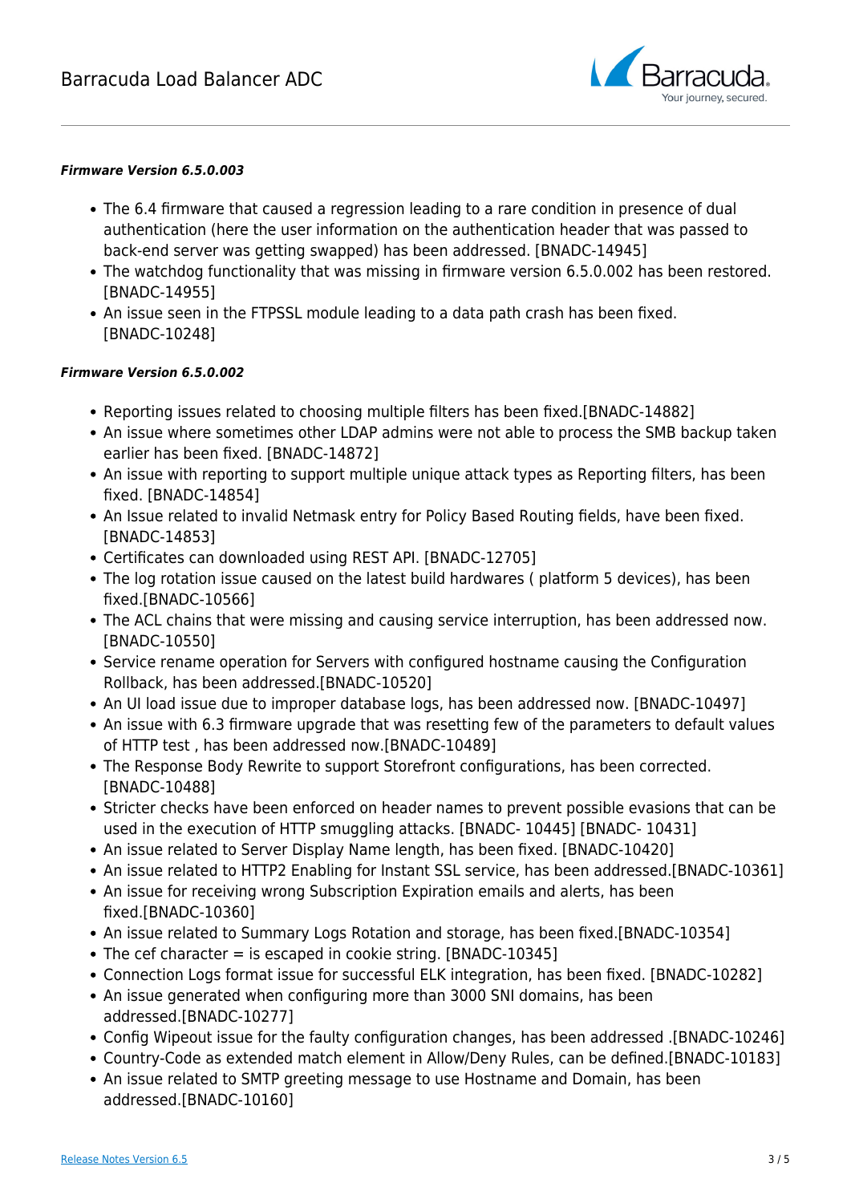***Firmware Version 6.5.0.003***

- The 6.4 firmware that caused a regression leading to a rare condition in presence of dual authentication (here the user information on the authentication header that was passed to back-end server was getting swapped) has been addressed. [BNADC-14945]
- The watchdog functionality that was missing in firmware version 6.5.0.002 has been restored. [BNADC-14955]
- An issue seen in the FTPSSL module leading to a data path crash has been fixed. [BNADC-10248]

***Firmware Version 6.5.0.002***

- Reporting issues related to choosing multiple filters has been fixed.[BNADC-14882]
- An issue where sometimes other LDAP admins were not able to process the SMB backup taken earlier has been fixed. [BNADC-14872]
- An issue with reporting to support multiple unique attack types as Reporting filters, has been fixed. [BNADC-14854]
- An Issue related to invalid Netmask entry for Policy Based Routing fields, have been fixed. [BNADC-14853]
- Certificates can downloaded using REST API. [BNADC-12705]
- The log rotation issue caused on the latest build hardwares ( platform 5 devices), has been fixed.[BNADC-10566]
- The ACL chains that were missing and causing service interruption, has been addressed now. [BNADC-10550]
- Service rename operation for Servers with configured hostname causing the Configuration Rollback, has been addressed.[BNADC-10520]
- An UI load issue due to improper database logs, has been addressed now. [BNADC-10497]
- An issue with 6.3 firmware upgrade that was resetting few of the parameters to default values of HTTP test , has been addressed now.[BNADC-10489]
- The Response Body Rewrite to support Storefront configurations, has been corrected. [BNADC-10488]
- Stricter checks have been enforced on header names to prevent possible evasions that can be used in the execution of HTTP smuggling attacks. [BNADC- 10445] [BNADC- 10431]
- An issue related to Server Display Name length, has been fixed. [BNADC-10420]
- An issue related to HTTP2 Enabling for Instant SSL service, has been addressed.[BNADC-10361]
- An issue for receiving wrong Subscription Expiration emails and alerts, has been fixed.[BNADC-10360]
- An issue related to Summary Logs Rotation and storage, has been fixed.[BNADC-10354]
- The cef character = is escaped in cookie string. [BNADC-10345]
- Connection Logs format issue for successful ELK integration, has been fixed. [BNADC-10282]
- An issue generated when configuring more than 3000 SNI domains, has been addressed.[BNADC-10277]
- Config Wipeout issue for the faulty configuration changes, has been addressed .[BNADC-10246]
- Country-Code as extended match element in Allow/Deny Rules, can be defined.[BNADC-10183]
- An issue related to SMTP greeting message to use Hostname and Domain, has been addressed.[BNADC-10160]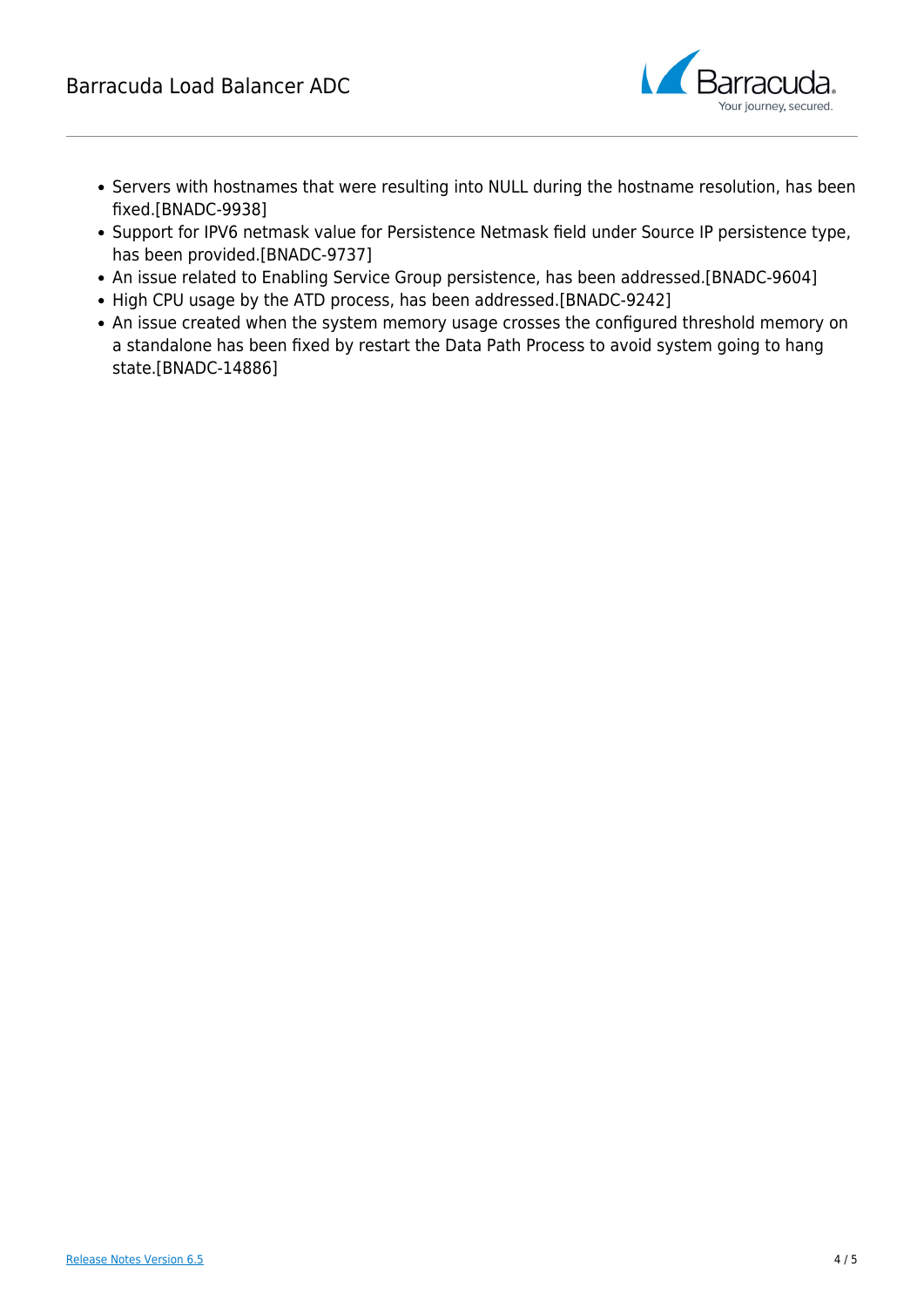- Servers with hostnames that were resulting into NULL during the hostname resolution, has been fixed.[BNADC-9938]
- Support for IPV6 netmask value for Persistence Netmask field under Source IP persistence type, has been provided.[BNADC-9737]
- An issue related to Enabling Service Group persistence, has been addressed.[BNADC-9604]
- High CPU usage by the ATD process, has been addressed.[BNADC-9242]
- An issue created when the system memory usage crosses the configured threshold memory on a standalone has been fixed by restart the Data Path Process to avoid system going to hang state.[BNADC-14886]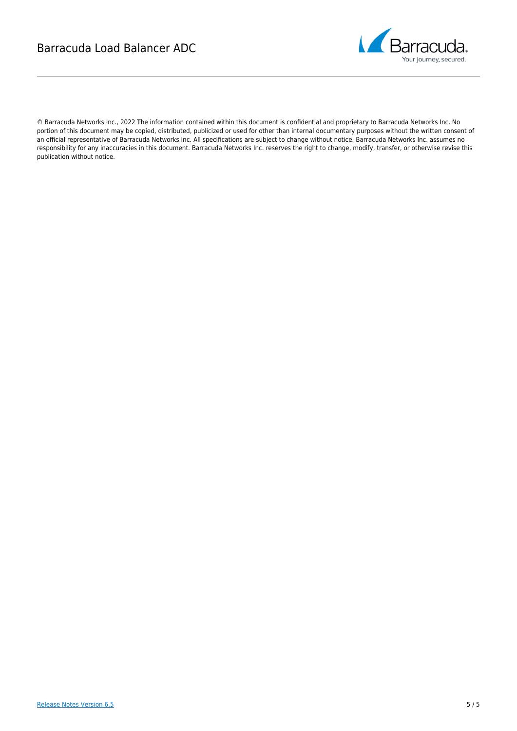© Barracuda Networks Inc., 2022 The information contained within this document is confidential and proprietary to Barracuda Networks Inc. No portion of this document may be copied, distributed, publicized or used for other than internal documentary purposes without the written consent of an official representative of Barracuda Networks Inc. All specifications are subject to change without notice. Barracuda Networks Inc. assumes no responsibility for any inaccuracies in this document. Barracuda Networks Inc. reserves the right to change, modify, transfer, or otherwise revise this publication without notice.